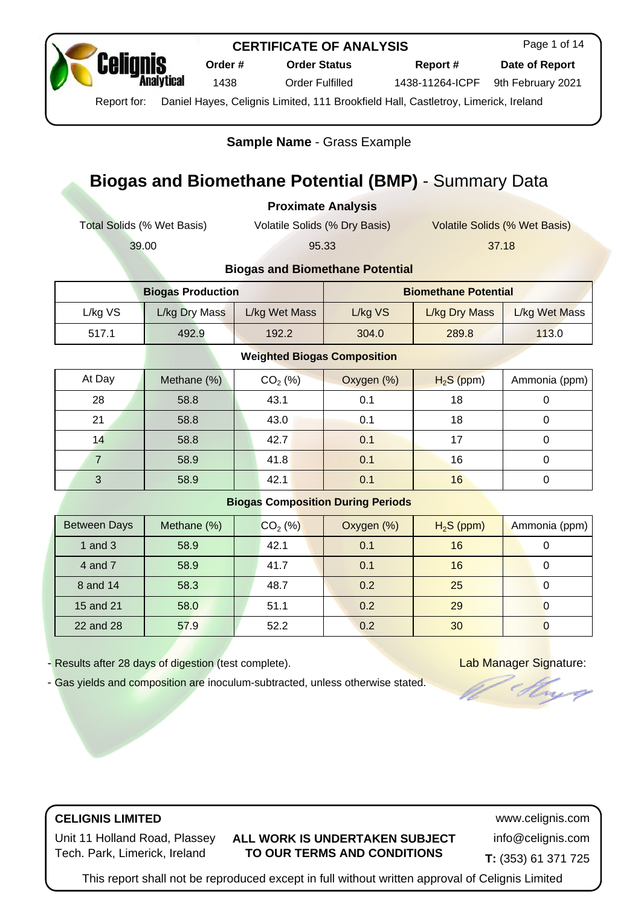# CERTIFICATE OF ANALYSIS

| Order # | Order Status | Report # | Date of Report |
|---|---|---|---|
| 1438 | Order Fulfilled | 1438-11264-ICPF | 9th February 2021 |

Report for: Daniel Hayes, Celignis Limited, 111 Brookfield Hall, Castletroy, Limerick, Ireland

**Sample Name** - Grass Example

# **Biogas and Biomethane Potential (BMP)** - Summary Data

### Proximate Analysis

| Total Solids (% Wet Basis) | Volatile Solids (% Dry Basis) | Volatile Solids (% Wet Basis) |
|---|---|---|
| 39.00 | 95.33 | 37.18 |

### Biogas and Biomethane Potential

| Biogas Production | | | Biomethane Potential | | |
|---|---|---|---|---|---|
| L/kg VS | L/kg Dry Mass | L/kg Wet Mass | L/kg VS | L/kg Dry Mass | L/kg Wet Mass |
| 517.1 | 492.9 | 192.2 | 304.0 | 289.8 | 113.0 |

### Weighted Biogas Composition

| At Day | Methane (%) | $CO_2$ (%) | Oxygen (%) | $H_2S$ (ppm) | Ammonia (ppm) |
|---|---|---|---|---|---|
| 28 | 58.8 | 43.1 | 0.1 | 18 | 0 |
| 21 | 58.8 | 43.0 | 0.1 | 18 | 0 |
| 14 | 58.8 | 42.7 | 0.1 | 17 | 0 |
| 7 | 58.9 | 41.8 | 0.1 | 16 | 0 |
| 3 | 58.9 | 42.1 | 0.1 | 16 | 0 |

### Biogas Composition During Periods

| Between Days | Methane (%) | $CO_2$ (%) | Oxygen (%) | $H_2S$ (ppm) | Ammonia (ppm) |
|---|---|---|---|---|---|
| 1 and 3 | 58.9 | 42.1 | 0.1 | 16 | 0 |
| 4 and 7 | 58.9 | 41.7 | 0.1 | 16 | 0 |
| 8 and 14 | 58.3 | 48.7 | 0.2 | 25 | 0 |
| 15 and 21 | 58.0 | 51.1 | 0.2 | 29 | 0 |
| 22 and 28 | 57.9 | 52.2 | 0.2 | 30 | 0 |

- Results after 28 days of digestion (test complete).
- Gas yields and composition are inoculum-subtracted, unless otherwise stated.

Lab Manager Signature:

**CELIGNIS LIMITED**

Unit 11 Holland Road, Plassey Tech. Park, Limerick, Ireland

**ALL WORK IS UNDERTAKEN SUBJECT TO OUR TERMS AND CONDITIONS**

www.celignis.com
info@celignis.com
**T:** (353) 61 371 725

This report shall not be reproduced except in full without written approval of Celignis Limited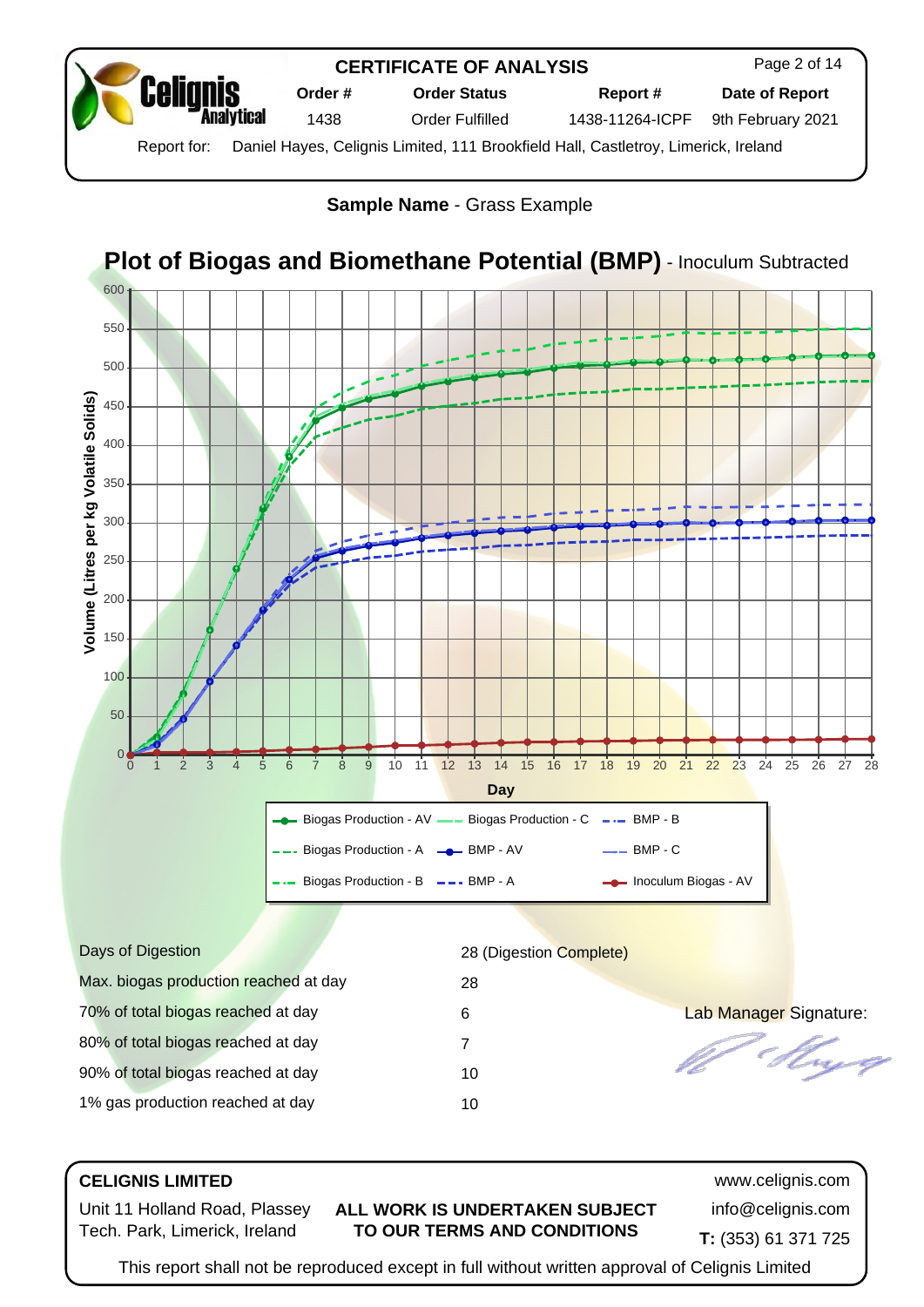# CERTIFICATE OF ANALYSIS

| Order # | Order Status | Report # | Date of Report |
|---|---|---|---|
| 1438 | Order Fulfilled | 1438-11264-ICPF | 9th February 2021 |

Report for: Daniel Hayes, Celignis Limited, 111 Brookfield Hall, Castletroy, Limerick, Ireland

**Sample Name** - Grass Example

## Plot of Biogas and Biomethane Potential (BMP) - Inoculum Subtracted

| | |
|---|---|
| Days of Digestion | 28 (Digestion Complete) |
| Max. biogas production reached at day | 28 |
| 70% of total biogas reached at day | 6 |
| 80% of total biogas reached at day | 7 |
| 90% of total biogas reached at day | 10 |
| 1% gas production reached at day | 10 |

Lab Manager Signature:

**CELIGNIS LIMITED**

Unit 11 Holland Road, Plassey Tech. Park, Limerick, Ireland

**ALL WORK IS UNDERTAKEN SUBJECT TO OUR TERMS AND CONDITIONS**

www.celignis.com
info@celignis.com
**T:** (353) 61 371 725

This report shall not be reproduced except in full without written approval of Celignis Limited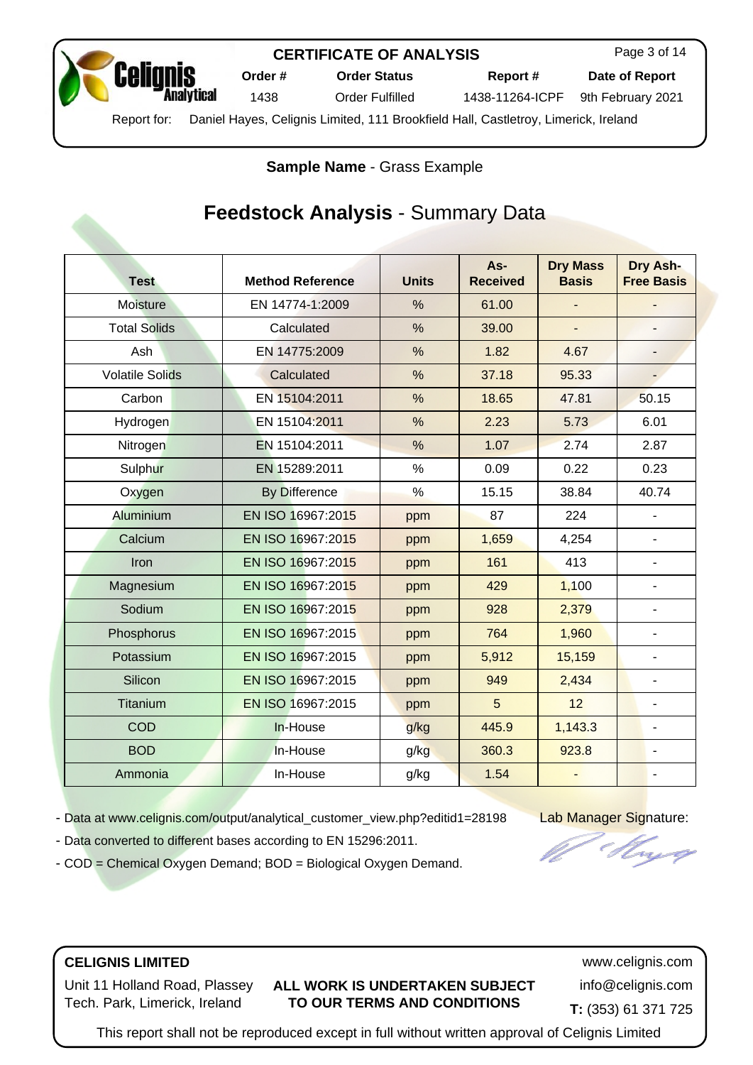**CERTIFICATE OF ANALYSIS**

| Order # | Order Status | Report # | Date of Report |
|---|---|---|---|
| 1438 | Order Fulfilled | 1438-11264-ICPF | 9th February 2021 |

Report for: Daniel Hayes, Celignis Limited, 111 Brookfield Hall, Castletroy, Limerick, Ireland

**Sample Name** - Grass Example

# **Feedstock Analysis** - Summary Data

| Test | Method Reference | Units | As-Received | Dry Mass Basis | Dry Ash-Free Basis |
|---|---|---|---|---|---|
| Moisture | EN 14774-1:2009 | % | 61.00 | - | - |
| Total Solids | Calculated | % | 39.00 | - | - |
| Ash | EN 14775:2009 | % | 1.82 | 4.67 | - |
| Volatile Solids | Calculated | % | 37.18 | 95.33 | - |
| Carbon | EN 15104:2011 | % | 18.65 | 47.81 | 50.15 |
| Hydrogen | EN 15104:2011 | % | 2.23 | 5.73 | 6.01 |
| Nitrogen | EN 15104:2011 | % | 1.07 | 2.74 | 2.87 |
| Sulphur | EN 15289:2011 | % | 0.09 | 0.22 | 0.23 |
| Oxygen | By Difference | % | 15.15 | 38.84 | 40.74 |
| Aluminium | EN ISO 16967:2015 | ppm | 87 | 224 | - |
| Calcium | EN ISO 16967:2015 | ppm | 1,659 | 4,254 | - |
| Iron | EN ISO 16967:2015 | ppm | 161 | 413 | - |
| Magnesium | EN ISO 16967:2015 | ppm | 429 | 1,100 | - |
| Sodium | EN ISO 16967:2015 | ppm | 928 | 2,379 | - |
| Phosphorus | EN ISO 16967:2015 | ppm | 764 | 1,960 | - |
| Potassium | EN ISO 16967:2015 | ppm | 5,912 | 15,159 | - |
| Silicon | EN ISO 16967:2015 | ppm | 949 | 2,434 | - |
| Titanium | EN ISO 16967:2015 | ppm | 5 | 12 | - |
| COD | In-House | g/kg | 445.9 | 1,143.3 | - |
| BOD | In-House | g/kg | 360.3 | 923.8 | - |
| Ammonia | In-House | g/kg | 1.54 | - | - |

- Data at www.celignis.com/output/analytical_customer_view.php?editid1=28198
- Data converted to different bases according to EN 15296:2011.
- COD = Chemical Oxygen Demand; BOD = Biological Oxygen Demand.

Lab Manager Signature:

**CELIGNIS LIMITED**

Unit 11 Holland Road, Plassey Tech. Park, Limerick, Ireland

**ALL WORK IS UNDERTAKEN SUBJECT TO OUR TERMS AND CONDITIONS**

www.celignis.com
info@celignis.com
**T:** (353) 61 371 725

This report shall not be reproduced except in full without written approval of Celignis Limited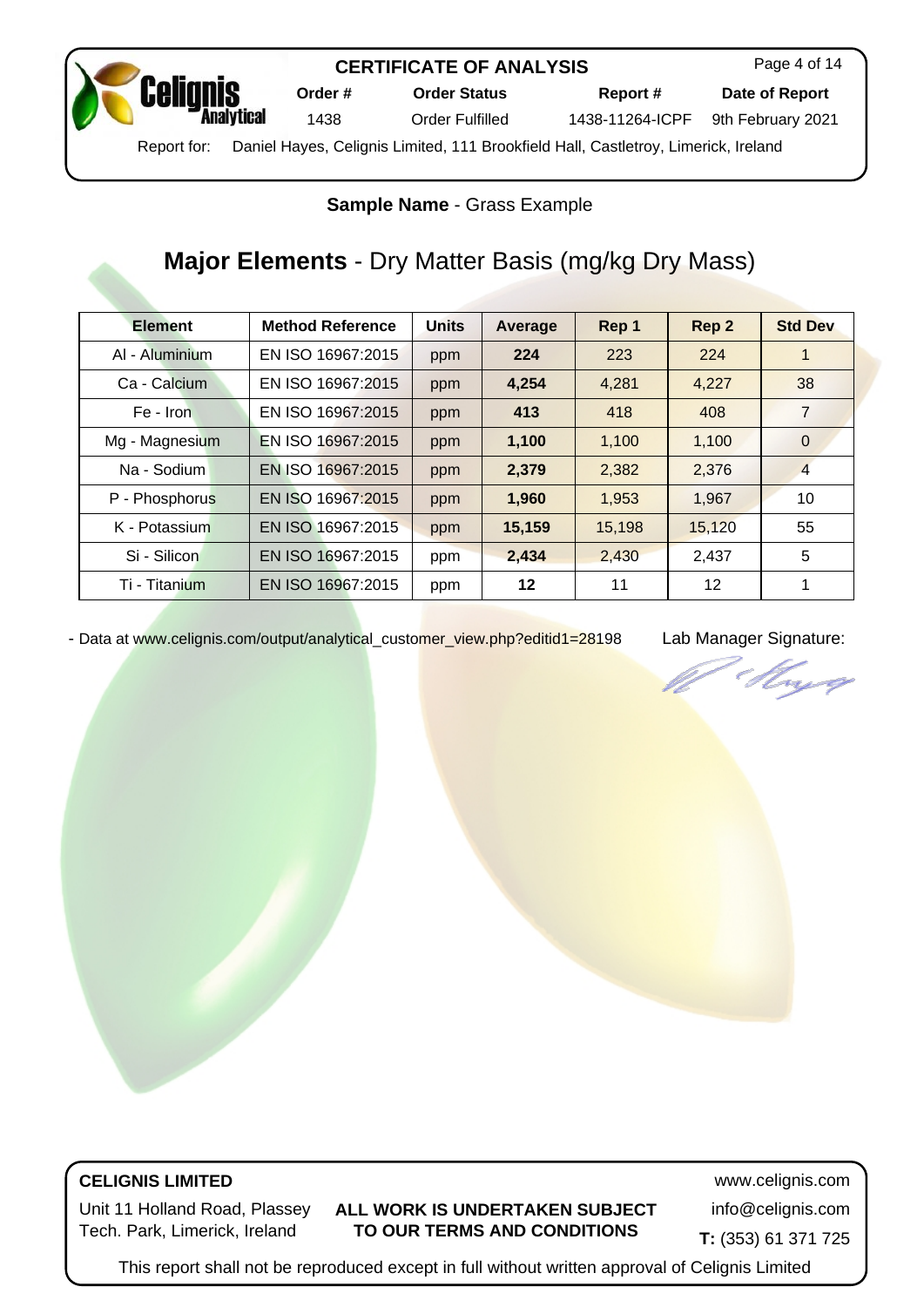**CERTIFICATE OF ANALYSIS**

| Order # | Order Status | Report # | Date of Report |
|---|---|---|---|
| 1438 | Order Fulfilled | 1438-11264-ICPF | 9th February 2021 |

Report for: Daniel Hayes, Celignis Limited, 111 Brookfield Hall, Castletroy, Limerick, Ireland

**Sample Name** - Grass Example

## **Major Elements** - Dry Matter Basis (mg/kg Dry Mass)

| Element | Method Reference | Units | Average | Rep 1 | Rep 2 | Std Dev |
|---|---|---|---|---|---|---|
| Al - Aluminium | EN ISO 16967:2015 | ppm | **224** | 223 | 224 | 1 |
| Ca - Calcium | EN ISO 16967:2015 | ppm | **4,254** | 4,281 | 4,227 | 38 |
| Fe - Iron | EN ISO 16967:2015 | ppm | **413** | 418 | 408 | 7 |
| Mg - Magnesium | EN ISO 16967:2015 | ppm | **1,100** | 1,100 | 1,100 | 0 |
| Na - Sodium | EN ISO 16967:2015 | ppm | **2,379** | 2,382 | 2,376 | 4 |
| P - Phosphorus | EN ISO 16967:2015 | ppm | **1,960** | 1,953 | 1,967 | 10 |
| K - Potassium | EN ISO 16967:2015 | ppm | **15,159** | 15,198 | 15,120 | 55 |
| Si - Silicon | EN ISO 16967:2015 | ppm | **2,434** | 2,430 | 2,437 | 5 |
| Ti - Titanium | EN ISO 16967:2015 | ppm | **12** | 11 | 12 | 1 |

- Data at www.celignis.com/output/analytical_customer_view.php?editid1=28198

Lab Manager Signature:

**CELIGNIS LIMITED**

Unit 11 Holland Road, Plassey Tech. Park, Limerick, Ireland

**ALL WORK IS UNDERTAKEN SUBJECT TO OUR TERMS AND CONDITIONS**

www.celignis.com

info@celignis.com

**T:** (353) 61 371 725

This report shall not be reproduced except in full without written approval of Celignis Limited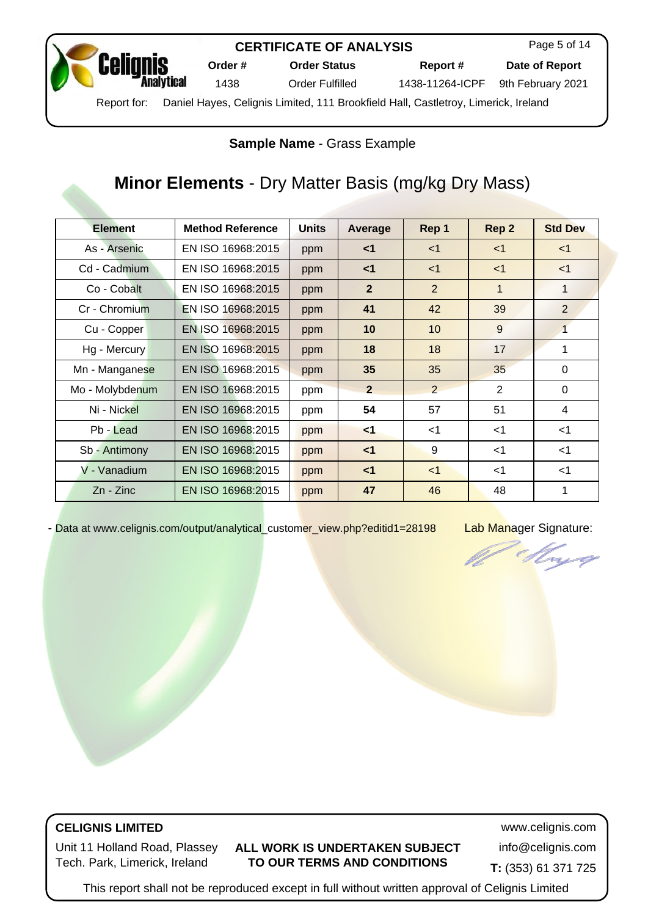**CERTIFICATE OF ANALYSIS**

| Order # | Order Status | Report # | Date of Report |
|---|---|---|---|
| 1438 | Order Fulfilled | 1438-11264-ICPF | 9th February 2021 |

Report for: Daniel Hayes, Celignis Limited, 111 Brookfield Hall, Castletroy, Limerick, Ireland

**Sample Name** - Grass Example

## **Minor Elements** - Dry Matter Basis (mg/kg Dry Mass)

| Element | Method Reference | Units | Average | Rep 1 | Rep 2 | Std Dev |
|---|---|---|---|---|---|---|
| As - Arsenic | EN ISO 16968:2015 | ppm | **<1** | <1 | <1 | <1 |
| Cd - Cadmium | EN ISO 16968:2015 | ppm | **<1** | <1 | <1 | <1 |
| Co - Cobalt | EN ISO 16968:2015 | ppm | **2** | 2 | 1 | 1 |
| Cr - Chromium | EN ISO 16968:2015 | ppm | **41** | 42 | 39 | 2 |
| Cu - Copper | EN ISO 16968:2015 | ppm | **10** | 10 | 9 | 1 |
| Hg - Mercury | EN ISO 16968:2015 | ppm | **18** | 18 | 17 | 1 |
| Mn - Manganese | EN ISO 16968:2015 | ppm | **35** | 35 | 35 | 0 |
| Mo - Molybdenum | EN ISO 16968:2015 | ppm | **2** | 2 | 2 | 0 |
| Ni - Nickel | EN ISO 16968:2015 | ppm | **54** | 57 | 51 | 4 |
| Pb - Lead | EN ISO 16968:2015 | ppm | **<1** | <1 | <1 | <1 |
| Sb - Antimony | EN ISO 16968:2015 | ppm | **<1** | 9 | <1 | <1 |
| V - Vanadium | EN ISO 16968:2015 | ppm | **<1** | <1 | <1 | <1 |
| Zn - Zinc | EN ISO 16968:2015 | ppm | **47** | 46 | 48 | 1 |

- Data at www.celignis.com/output/analytical_customer_view.php?editid1=28198

Lab Manager Signature:

**CELIGNIS LIMITED**

Unit 11 Holland Road, Plassey Tech. Park, Limerick, Ireland

**ALL WORK IS UNDERTAKEN SUBJECT TO OUR TERMS AND CONDITIONS**

www.celignis.com
info@celignis.com
**T:** (353) 61 371 725

This report shall not be reproduced except in full without written approval of Celignis Limited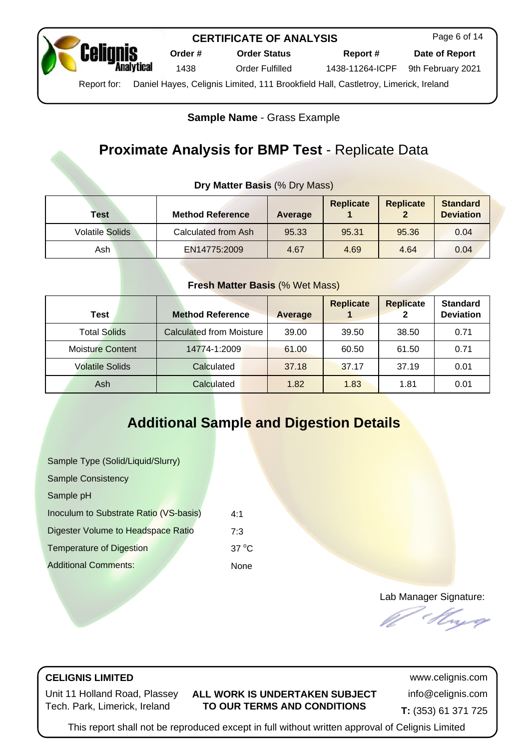**Sample Name** - Grass Example

# **Proximate Analysis for BMP Test** - Replicate Data

**Dry Matter Basis** (% Dry Mass)

| Test | Method Reference | Average | Replicate 1 | Replicate 2 | Standard Deviation |
|---|---|---|---|---|---|
| Volatile Solids | Calculated from Ash | 95.33 | 95.31 | 95.36 | 0.04 |
| Ash | EN14775:2009 | 4.67 | 4.69 | 4.64 | 0.04 |

**Fresh Matter Basis** (% Wet Mass)

| Test | Method Reference | Average | Replicate 1 | Replicate 2 | Standard Deviation |
|---|---|---|---|---|---|
| Total Solids | Calculated from Moisture | 39.00 | 39.50 | 38.50 | 0.71 |
| Moisture Content | 14774-1:2009 | 61.00 | 60.50 | 61.50 | 0.71 |
| Volatile Solids | Calculated | 37.18 | 37.17 | 37.19 | 0.01 |
| Ash | Calculated | 1.82 | 1.83 | 1.81 | 0.01 |

# **Additional Sample and Digestion Details**

| | |
|---|---|
| Sample Type (Solid/Liquid/Slurry) | |
| Sample Consistency | |
| Sample pH | |
| Inoculum to Substrate Ratio (VS-basis) | 4:1 |
| Digester Volume to Headspace Ratio | 7:3 |
| Temperature of Digestion | 37 $^{o}$C |
| Additional Comments: | None |

Lab Manager Signature: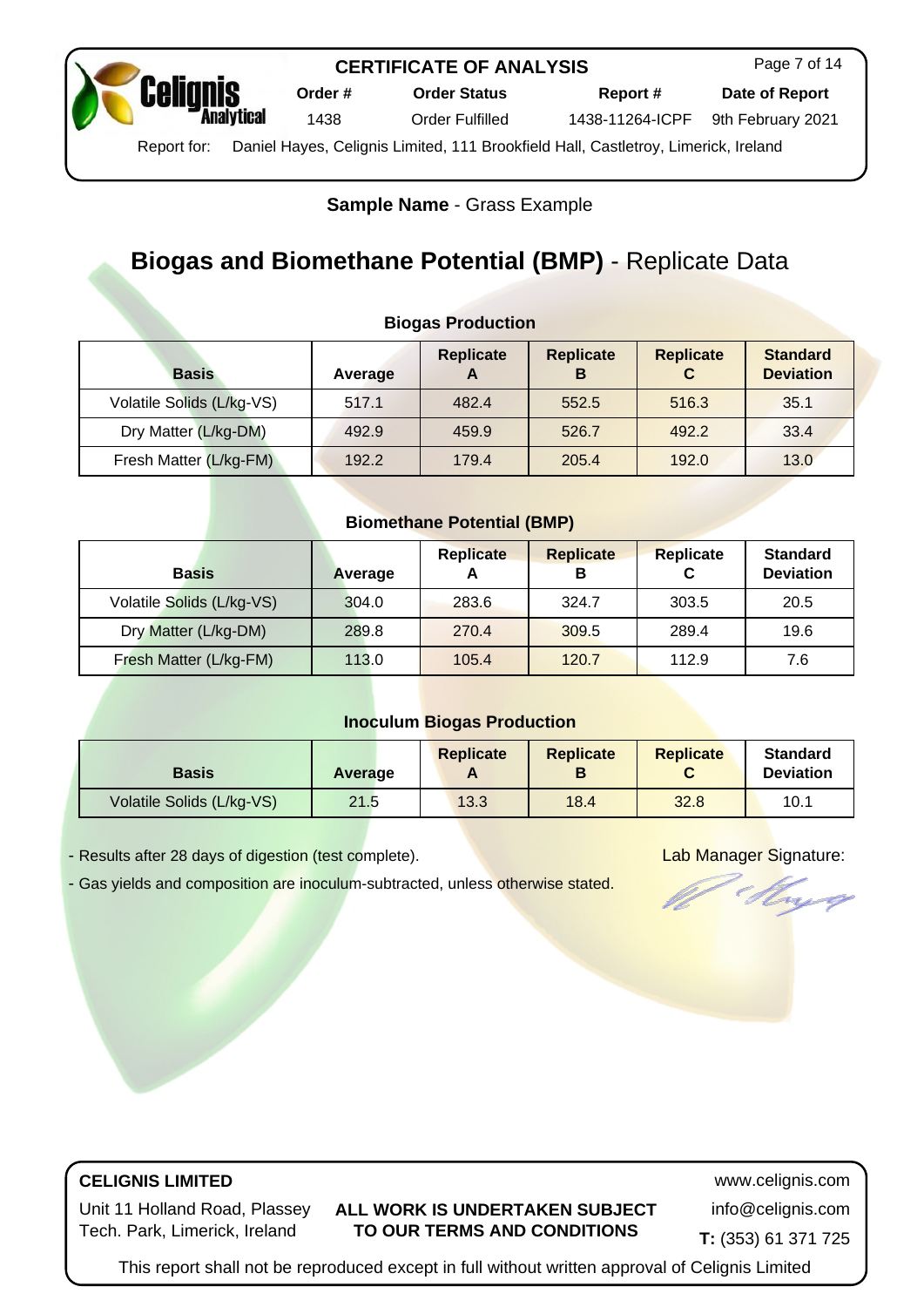**CERTIFICATE OF ANALYSIS**

| Order # | Order Status | Report # | Date of Report |
| --- | --- | --- | --- |
| 1438 | Order Fulfilled | 1438-11264-ICPF | 9th February 2021 |

Report for: Daniel Hayes, Celignis Limited, 111 Brookfield Hall, Castletroy, Limerick, Ireland

**Sample Name** - Grass Example

# **Biogas and Biomethane Potential (BMP)** - Replicate Data

### Biogas Production

| Basis | Average | Replicate A | Replicate B | Replicate C | Standard Deviation |
| --- | --- | --- | --- | --- | --- |
| Volatile Solids (L/kg-VS) | 517.1 | 482.4 | 552.5 | 516.3 | 35.1 |
| Dry Matter (L/kg-DM) | 492.9 | 459.9 | 526.7 | 492.2 | 33.4 |
| Fresh Matter (L/kg-FM) | 192.2 | 179.4 | 205.4 | 192.0 | 13.0 |

### Biomethane Potential (BMP)

| Basis | Average | Replicate A | Replicate B | Replicate C | Standard Deviation |
| --- | --- | --- | --- | --- | --- |
| Volatile Solids (L/kg-VS) | 304.0 | 283.6 | 324.7 | 303.5 | 20.5 |
| Dry Matter (L/kg-DM) | 289.8 | 270.4 | 309.5 | 289.4 | 19.6 |
| Fresh Matter (L/kg-FM) | 113.0 | 105.4 | 120.7 | 112.9 | 7.6 |

### Inoculum Biogas Production

| Basis | Average | Replicate A | Replicate B | Replicate C | Standard Deviation |
| --- | --- | --- | --- | --- | --- |
| Volatile Solids (L/kg-VS) | 21.5 | 13.3 | 18.4 | 32.8 | 10.1 |

- Results after 28 days of digestion (test complete).
- Gas yields and composition are inoculum-subtracted, unless otherwise stated.

Lab Manager Signature:

**CELIGNIS LIMITED**
Unit 11 Holland Road, Plassey Tech. Park, Limerick, Ireland

**ALL WORK IS UNDERTAKEN SUBJECT TO OUR TERMS AND CONDITIONS**

www.celignis.com
info@celignis.com
**T:** (353) 61 371 725

This report shall not be reproduced except in full without written approval of Celignis Limited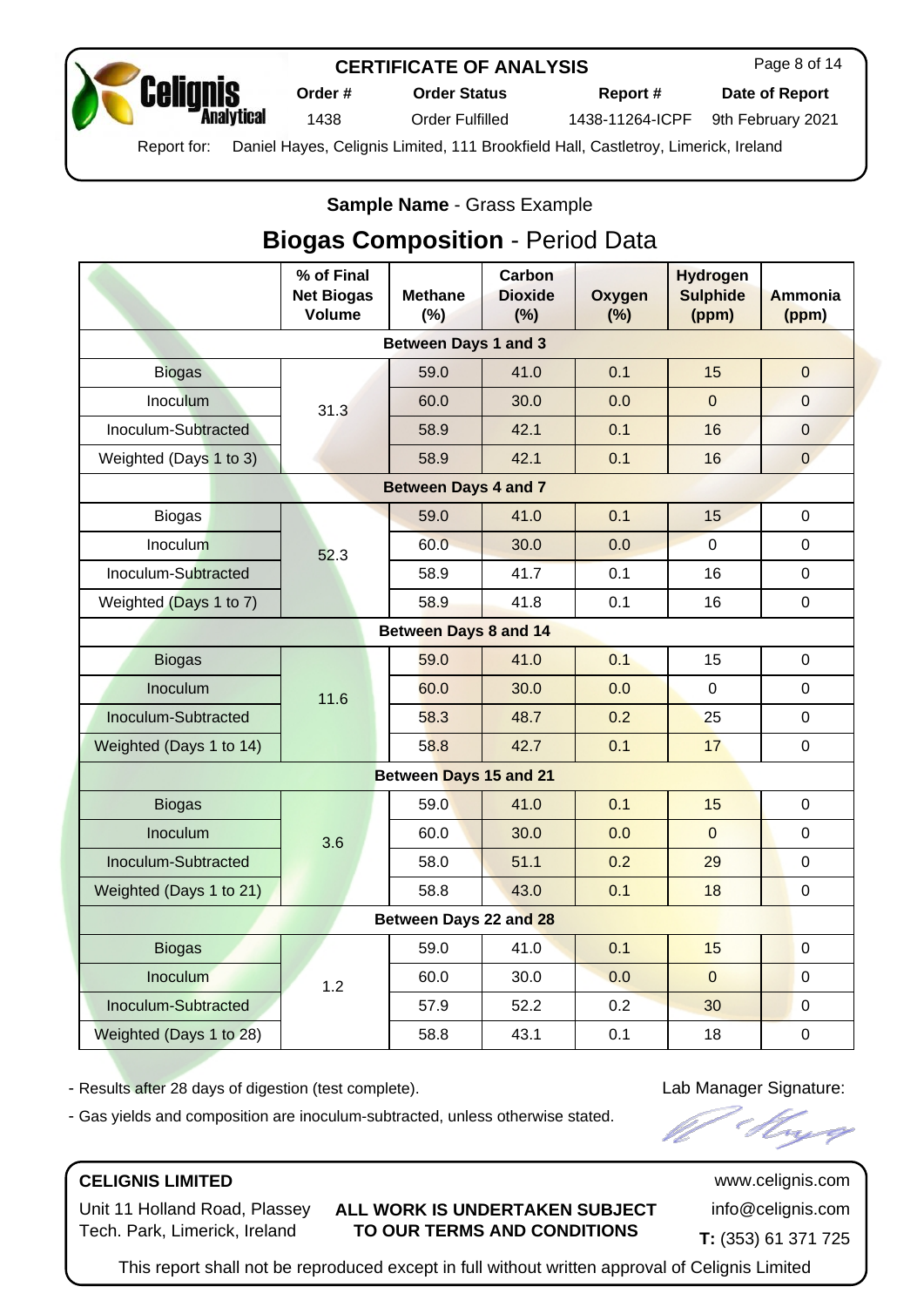# CERTIFICATE OF ANALYSIS

| Order # | Order Status | Report # | Date of Report |
|---|---|---|---|
| 1438 | Order Fulfilled | 1438-11264-ICPF | 9th February 2021 |

Report for: Daniel Hayes, Celignis Limited, 111 Brookfield Hall, Castletroy, Limerick, Ireland

**Sample Name** - Grass Example

## Biogas Composition - Period Data

| | % of Final Net Biogas Volume | Methane (%) | Carbon Dioxide (%) | Oxygen (%) | Hydrogen Sulphide (ppm) | Ammonia (ppm) |
|---|---|---|---|---|---|---|
| **Between Days 1 and 3** | | | | | | |
| Biogas | 31.3 | 59.0 | 41.0 | 0.1 | 15 | 0 |
| Inoculum | | 60.0 | 30.0 | 0.0 | 0 | 0 |
| Inoculum-Subtracted | | 58.9 | 42.1 | 0.1 | 16 | 0 |
| Weighted (Days 1 to 3) | | 58.9 | 42.1 | 0.1 | 16 | 0 |
| **Between Days 4 and 7** | | | | | | |
| Biogas | 52.3 | 59.0 | 41.0 | 0.1 | 15 | 0 |
| Inoculum | | 60.0 | 30.0 | 0.0 | 0 | 0 |
| Inoculum-Subtracted | | 58.9 | 41.7 | 0.1 | 16 | 0 |
| Weighted (Days 1 to 7) | | 58.9 | 41.8 | 0.1 | 16 | 0 |
| **Between Days 8 and 14** | | | | | | |
| Biogas | 11.6 | 59.0 | 41.0 | 0.1 | 15 | 0 |
| Inoculum | | 60.0 | 30.0 | 0.0 | 0 | 0 |
| Inoculum-Subtracted | | 58.3 | 48.7 | 0.2 | 25 | 0 |
| Weighted (Days 1 to 14) | | 58.8 | 42.7 | 0.1 | 17 | 0 |
| **Between Days 15 and 21** | | | | | | |
| Biogas | 3.6 | 59.0 | 41.0 | 0.1 | 15 | 0 |
| Inoculum | | 60.0 | 30.0 | 0.0 | 0 | 0 |
| Inoculum-Subtracted | | 58.0 | 51.1 | 0.2 | 29 | 0 |
| Weighted (Days 1 to 21) | | 58.8 | 43.0 | 0.1 | 18 | 0 |
| **Between Days 22 and 28** | | | | | | |
| Biogas | 1.2 | 59.0 | 41.0 | 0.1 | 15 | 0 |
| Inoculum | | 60.0 | 30.0 | 0.0 | 0 | 0 |
| Inoculum-Subtracted | | 57.9 | 52.2 | 0.2 | 30 | 0 |
| Weighted (Days 1 to 28) | | 58.8 | 43.1 | 0.1 | 18 | 0 |

- Results after 28 days of digestion (test complete).
- Gas yields and composition are inoculum-subtracted, unless otherwise stated.

Lab Manager Signature:

**CELIGNIS LIMITED**

Unit 11 Holland Road, Plassey Tech. Park, Limerick, Ireland

**ALL WORK IS UNDERTAKEN SUBJECT TO OUR TERMS AND CONDITIONS**

www.celignis.com
info@celignis.com
**T:** (353) 61 371 725

This report shall not be reproduced except in full without written approval of Celignis Limited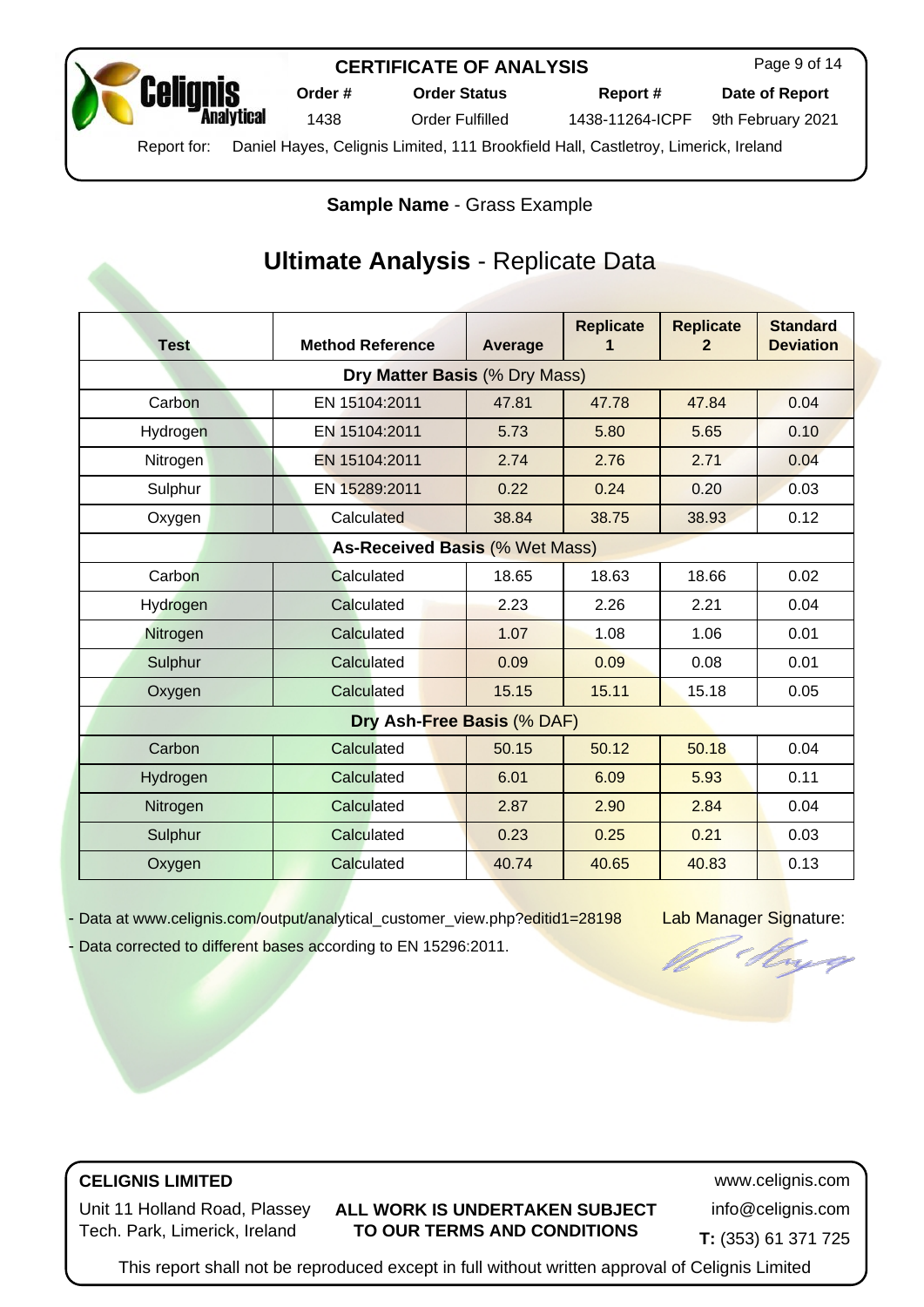# CERTIFICATE OF ANALYSIS

| Order # | Order Status | Report # | Date of Report |
|---|---|---|---|
| 1438 | Order Fulfilled | 1438-11264-ICPF | 9th February 2021 |

Report for: Daniel Hayes, Celignis Limited, 111 Brookfield Hall, Castletroy, Limerick, Ireland

**Sample Name** - Grass Example

## Ultimate Analysis - Replicate Data

| Test | Method Reference | Average | Replicate 1 | Replicate 2 | Standard Deviation |
|---|---|---|---|---|---|
| **Dry Matter Basis** (% Dry Mass) | | | | | |
| Carbon | EN 15104:2011 | 47.81 | 47.78 | 47.84 | 0.04 |
| Hydrogen | EN 15104:2011 | 5.73 | 5.80 | 5.65 | 0.10 |
| Nitrogen | EN 15104:2011 | 2.74 | 2.76 | 2.71 | 0.04 |
| Sulphur | EN 15289:2011 | 0.22 | 0.24 | 0.20 | 0.03 |
| Oxygen | Calculated | 38.84 | 38.75 | 38.93 | 0.12 |
| **As-Received Basis** (% Wet Mass) | | | | | |
| Carbon | Calculated | 18.65 | 18.63 | 18.66 | 0.02 |
| Hydrogen | Calculated | 2.23 | 2.26 | 2.21 | 0.04 |
| Nitrogen | Calculated | 1.07 | 1.08 | 1.06 | 0.01 |
| Sulphur | Calculated | 0.09 | 0.09 | 0.08 | 0.01 |
| Oxygen | Calculated | 15.15 | 15.11 | 15.18 | 0.05 |
| **Dry Ash-Free Basis** (% DAF) | | | | | |
| Carbon | Calculated | 50.15 | 50.12 | 50.18 | 0.04 |
| Hydrogen | Calculated | 6.01 | 6.09 | 5.93 | 0.11 |
| Nitrogen | Calculated | 2.87 | 2.90 | 2.84 | 0.04 |
| Sulphur | Calculated | 0.23 | 0.25 | 0.21 | 0.03 |
| Oxygen | Calculated | 40.74 | 40.65 | 40.83 | 0.13 |

- Data at www.celignis.com/output/analytical_customer_view.php?editid1=28198
- Data corrected to different bases according to EN 15296:2011.

Lab Manager Signature:

**CELIGNIS LIMITED**

Unit 11 Holland Road, Plassey Tech. Park, Limerick, Ireland

**ALL WORK IS UNDERTAKEN SUBJECT TO OUR TERMS AND CONDITIONS**

www.celignis.com
info@celignis.com
**T:** (353) 61 371 725

This report shall not be reproduced except in full without written approval of Celignis Limited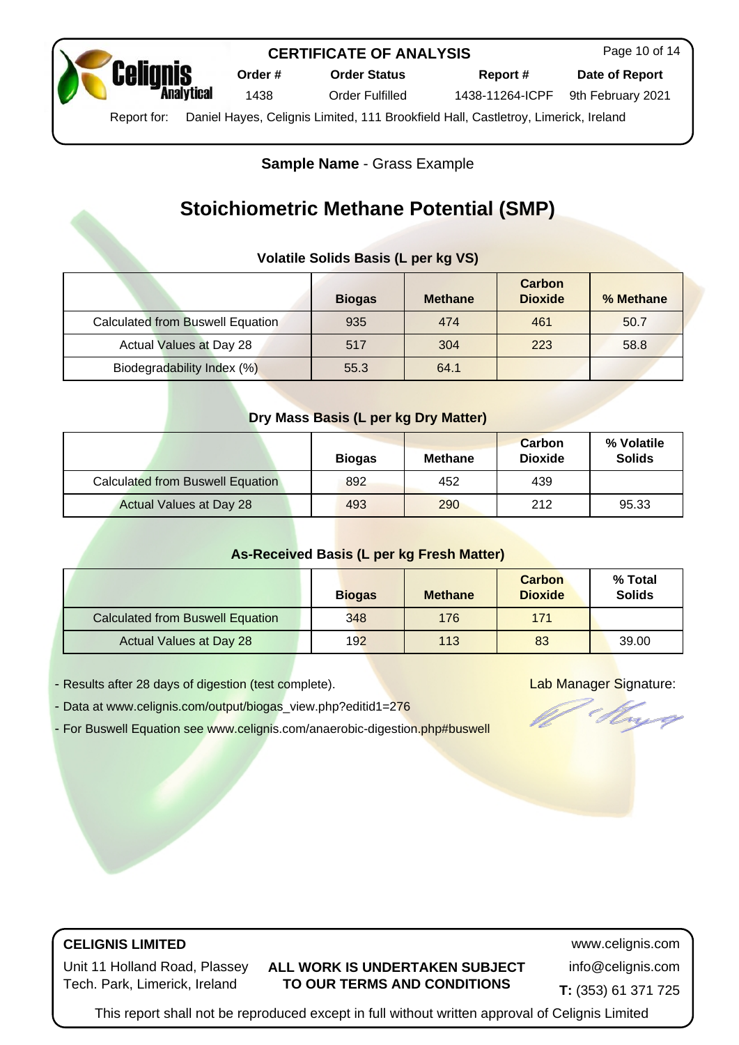**CERTIFICATE OF ANALYSIS**

| Order # | Order Status | Report # | Date of Report |
|---|---|---|---|
| 1438 | Order Fulfilled | 1438-11264-ICPF | 9th February 2021 |

Report for: Daniel Hayes, Celignis Limited, 111 Brookfield Hall, Castletroy, Limerick, Ireland

**Sample Name** - Grass Example

# Stoichiometric Methane Potential (SMP)

### Volatile Solids Basis (L per kg VS)

| | Biogas | Methane | Carbon Dioxide | % Methane |
|---|---|---|---|---|
| Calculated from Buswell Equation | 935 | 474 | 461 | 50.7 |
| Actual Values at Day 28 | 517 | 304 | 223 | 58.8 |
| Biodegradability Index (%) | 55.3 | 64.1 | | |

### Dry Mass Basis (L per kg Dry Matter)

| | Biogas | Methane | Carbon Dioxide | % Volatile Solids |
|---|---|---|---|---|
| Calculated from Buswell Equation | 892 | 452 | 439 | |
| Actual Values at Day 28 | 493 | 290 | 212 | 95.33 |

### As-Received Basis (L per kg Fresh Matter)

| | Biogas | Methane | Carbon Dioxide | % Total Solids |
|---|---|---|---|---|
| Calculated from Buswell Equation | 348 | 176 | 171 | |
| Actual Values at Day 28 | 192 | 113 | 83 | 39.00 |

- Results after 28 days of digestion (test complete).
- Data at www.celignis.com/output/biogas_view.php?editid1=276
- For Buswell Equation see www.celignis.com/anaerobic-digestion.php#buswell

Lab Manager Signature:

**CELIGNIS LIMITED**

Unit 11 Holland Road, Plassey Tech. Park, Limerick, Ireland

**ALL WORK IS UNDERTAKEN SUBJECT TO OUR TERMS AND CONDITIONS**

www.celignis.com
info@celignis.com
**T:** (353) 61 371 725

This report shall not be reproduced except in full without written approval of Celignis Limited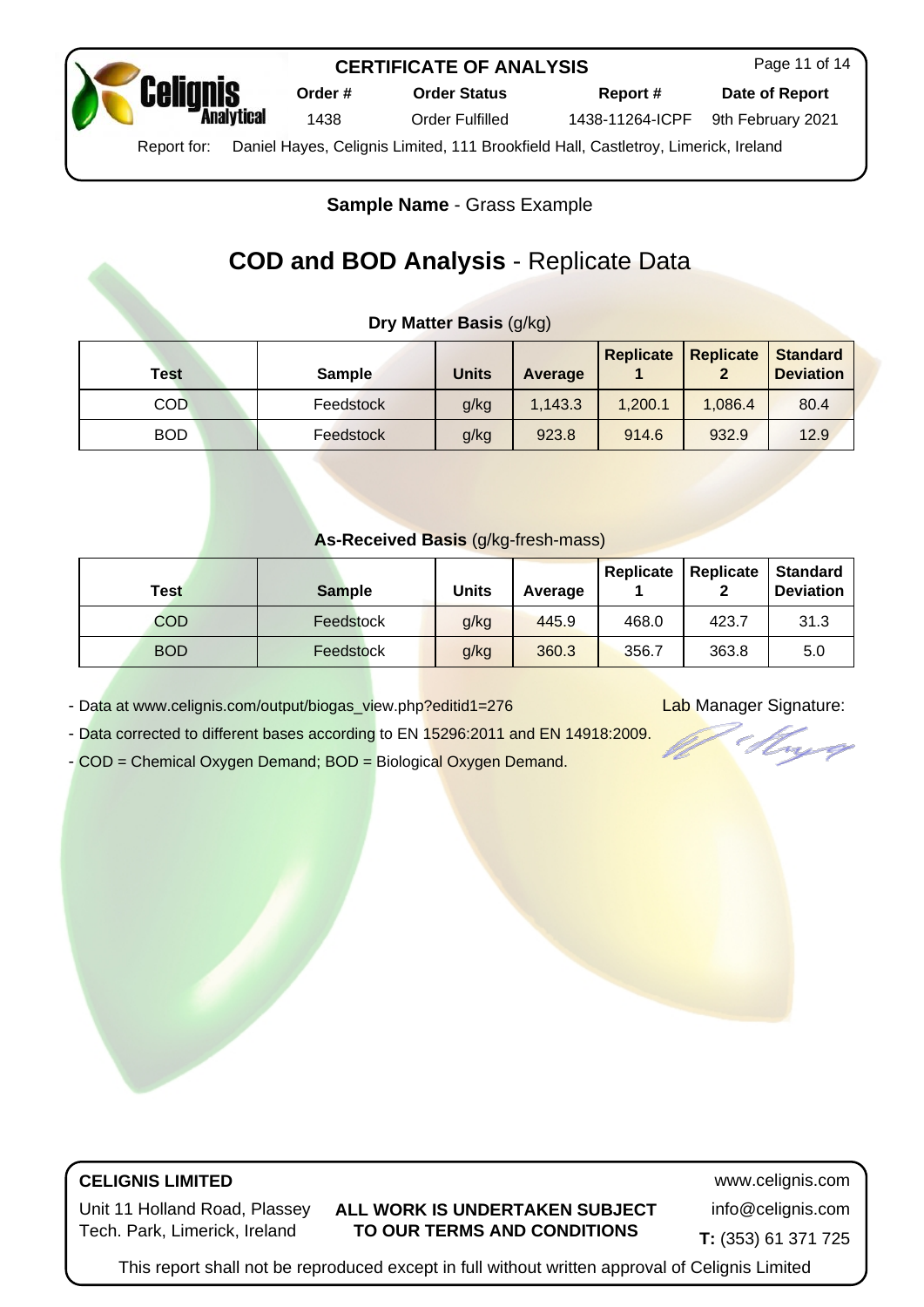**CERTIFICATE OF ANALYSIS**

| Order # | Order Status | Report # | Date of Report |
|---|---|---|---|
| 1438 | Order Fulfilled | 1438-11264-ICPF | 9th February 2021 |

Report for: Daniel Hayes, Celignis Limited, 111 Brookfield Hall, Castletroy, Limerick, Ireland

**Sample Name** - Grass Example

# **COD and BOD Analysis** - Replicate Data

**Dry Matter Basis** (g/kg)

| Test | Sample | Units | Average | Replicate 1 | Replicate 2 | Standard Deviation |
|---|---|---|---|---|---|---|
| COD | Feedstock | g/kg | 1,143.3 | 1,200.1 | 1,086.4 | 80.4 |
| BOD | Feedstock | g/kg | 923.8 | 914.6 | 932.9 | 12.9 |

**As-Received Basis** (g/kg-fresh-mass)

| Test | Sample | Units | Average | Replicate 1 | Replicate 2 | Standard Deviation |
|---|---|---|---|---|---|---|
| COD | Feedstock | g/kg | 445.9 | 468.0 | 423.7 | 31.3 |
| BOD | Feedstock | g/kg | 360.3 | 356.7 | 363.8 | 5.0 |

- Data at www.celignis.com/output/biogas_view.php?editid1=276
- Data corrected to different bases according to EN 15296:2011 and EN 14918:2009.
- COD = Chemical Oxygen Demand; BOD = Biological Oxygen Demand.

Lab Manager Signature:

**CELIGNIS LIMITED**

Unit 11 Holland Road, Plassey Tech. Park, Limerick, Ireland

**ALL WORK IS UNDERTAKEN SUBJECT TO OUR TERMS AND CONDITIONS**

www.celignis.com
info@celignis.com
**T:** (353) 61 371 725

This report shall not be reproduced except in full without written approval of Celignis Limited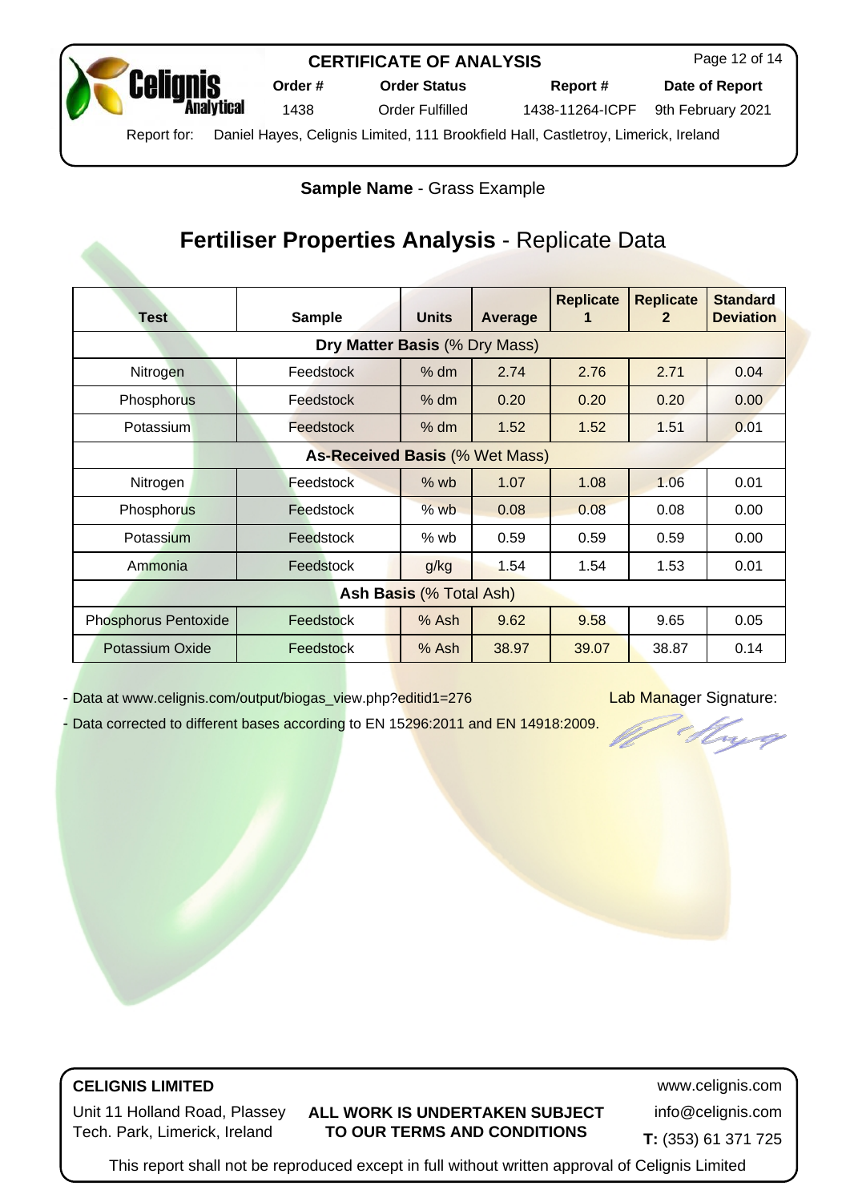# CERTIFICATE OF ANALYSIS

| Order # | Order Status | Report # | Date of Report |
|---|---|---|---|
| 1438 | Order Fulfilled | 1438-11264-ICPF | 9th February 2021 |

Report for: Daniel Hayes, Celignis Limited, 111 Brookfield Hall, Castletroy, Limerick, Ireland

**Sample Name** - Grass Example

## **Fertiliser Properties Analysis** - Replicate Data

| Test | Sample | Units | Average | Replicate 1 | Replicate 2 | Standard Deviation |
|---|---|---|---|---|---|---|
| **Dry Matter Basis** (% Dry Mass) | | | | | | |
| Nitrogen | Feedstock | % dm | 2.74 | 2.76 | 2.71 | 0.04 |
| Phosphorus | Feedstock | % dm | 0.20 | 0.20 | 0.20 | 0.00 |
| Potassium | Feedstock | % dm | 1.52 | 1.52 | 1.51 | 0.01 |
| **As-Received Basis** (% Wet Mass) | | | | | | |
| Nitrogen | Feedstock | % wb | 1.07 | 1.08 | 1.06 | 0.01 |
| Phosphorus | Feedstock | % wb | 0.08 | 0.08 | 0.08 | 0.00 |
| Potassium | Feedstock | % wb | 0.59 | 0.59 | 0.59 | 0.00 |
| Ammonia | Feedstock | g/kg | 1.54 | 1.54 | 1.53 | 0.01 |
| **Ash Basis** (% Total Ash) | | | | | | |
| Phosphorus Pentoxide | Feedstock | % Ash | 9.62 | 9.58 | 9.65 | 0.05 |
| Potassium Oxide | Feedstock | % Ash | 38.97 | 39.07 | 38.87 | 0.14 |

- Data at www.celignis.com/output/biogas_view.php?editid1=276
- Data corrected to different bases according to EN 15296:2011 and EN 14918:2009.

Lab Manager Signature:

**CELIGNIS LIMITED**

Unit 11 Holland Road, Plassey Tech. Park, Limerick, Ireland

**ALL WORK IS UNDERTAKEN SUBJECT TO OUR TERMS AND CONDITIONS**

www.celignis.com
info@celignis.com
**T:** (353) 61 371 725

This report shall not be reproduced except in full without written approval of Celignis Limited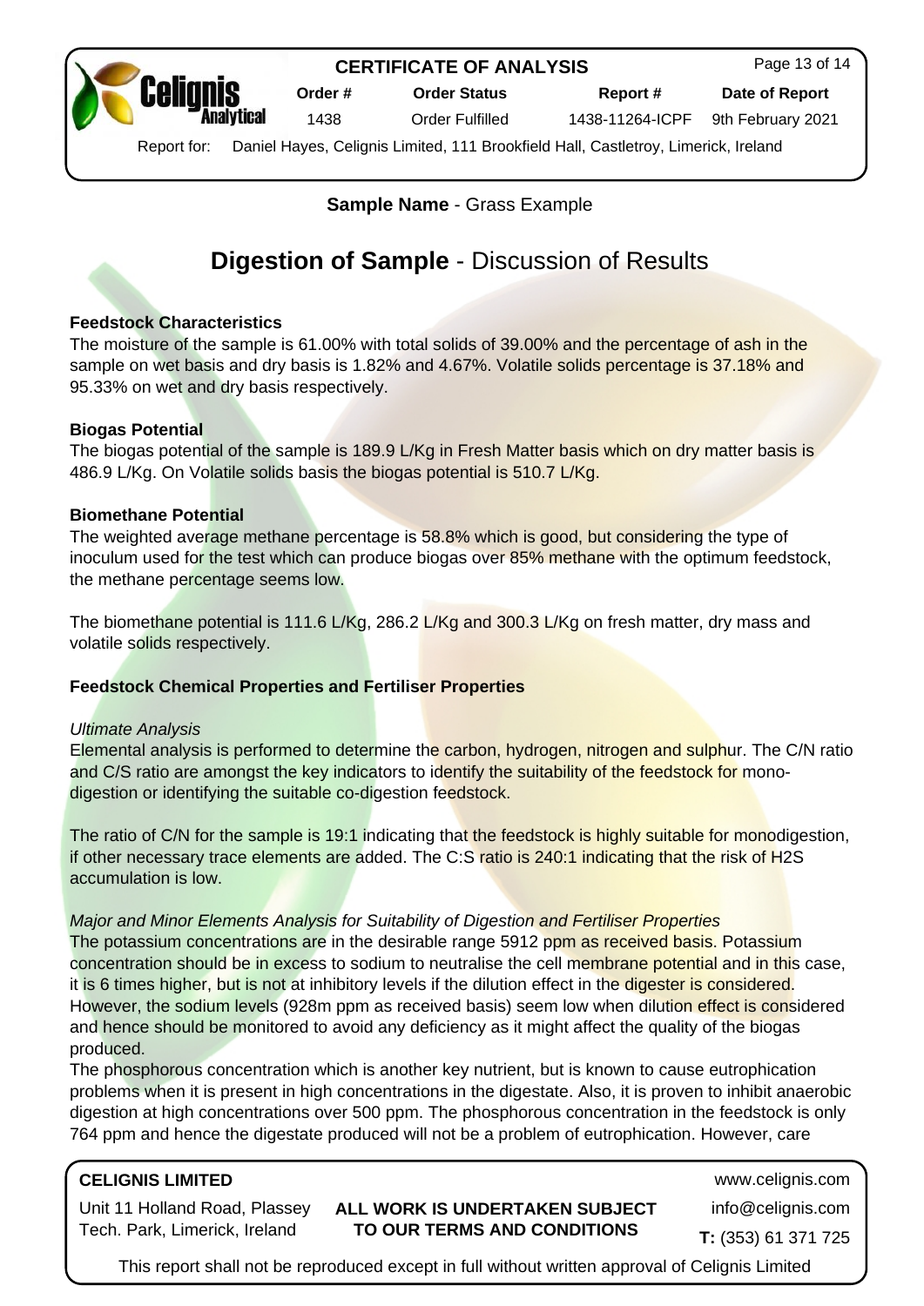**Sample Name** - Grass Example

# **Digestion of Sample** - Discussion of Results

**Feedstock Characteristics**

The moisture of the sample is 61.00% with total solids of 39.00% and the percentage of ash in the sample on wet basis and dry basis is 1.82% and 4.67%. Volatile solids percentage is 37.18% and 95.33% on wet and dry basis respectively.

**Biogas Potential**

The biogas potential of the sample is 189.9 L/Kg in Fresh Matter basis which on dry matter basis is 486.9 L/Kg. On Volatile solids basis the biogas potential is 510.7 L/Kg.

**Biomethane Potential**

The weighted average methane percentage is 58.8% which is good, but considering the type of inoculum used for the test which can produce biogas over 85% methane with the optimum feedstock, the methane percentage seems low.

The biomethane potential is 111.6 L/Kg, 286.2 L/Kg and 300.3 L/Kg on fresh matter, dry mass and volatile solids respectively.

**Feedstock Chemical Properties and Fertiliser Properties**

*Ultimate Analysis*

Elemental analysis is performed to determine the carbon, hydrogen, nitrogen and sulphur. The C/N ratio and C/S ratio are amongst the key indicators to identify the suitability of the feedstock for mono-digestion or identifying the suitable co-digestion feedstock.

The ratio of C/N for the sample is 19:1 indicating that the feedstock is highly suitable for monodigestion, if other necessary trace elements are added. The C:S ratio is 240:1 indicating that the risk of $H_2S$ accumulation is low.

*Major and Minor Elements Analysis for Suitability of Digestion and Fertiliser Properties*

The potassium concentrations are in the desirable range 5912 ppm as received basis. Potassium concentration should be in excess to sodium to neutralise the cell membrane potential and in this case, it is 6 times higher, but is not at inhibitory levels if the dilution effect in the digester is considered. However, the sodium levels (928m ppm as received basis) seem low when dilution effect is considered and hence should be monitored to avoid any deficiency as it might affect the quality of the biogas produced.

The phosphorous concentration which is another key nutrient, but is known to cause eutrophication problems when it is present in high concentrations in the digestate. Also, it is proven to inhibit anaerobic digestion at high concentrations over 500 ppm. The phosphorous concentration in the feedstock is only 764 ppm and hence the digestate produced will not be a problem of eutrophication. However, care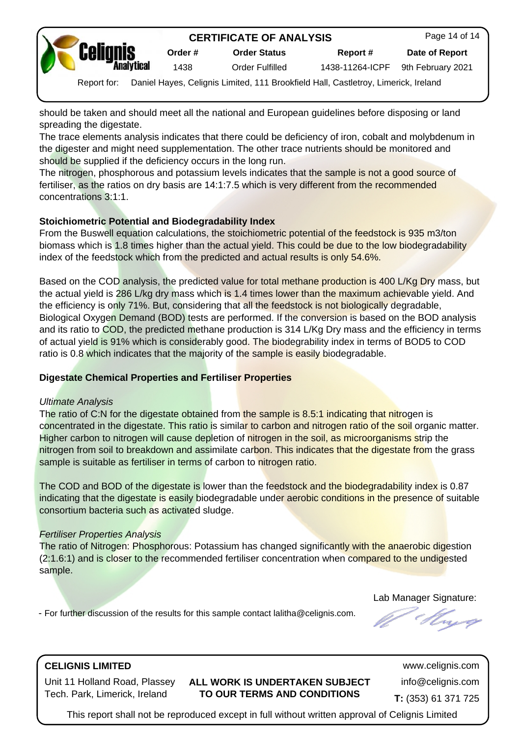should be taken and should meet all the national and European guidelines before disposing or land spreading the digestate.
The trace elements analysis indicates that there could be deficiency of iron, cobalt and molybdenum in the digester and might need supplementation. The other trace nutrients should be monitored and should be supplied if the deficiency occurs in the long run.
The nitrogen, phosphorous and potassium levels indicates that the sample is not a good source of fertiliser, as the ratios on dry basis are 14:1:7.5 which is very different from the recommended concentrations 3:1:1.

**Stoichiometric Potential and Biodegradability Index**

From the Buswell equation calculations, the stoichiometric potential of the feedstock is 935 m3/ton biomass which is 1.8 times higher than the actual yield. This could be due to the low biodegradability index of the feedstock which from the predicted and actual results is only 54.6%.

Based on the COD analysis, the predicted value for total methane production is 400 L/Kg Dry mass, but the actual yield is 286 L/kg dry mass which is 1.4 times lower than the maximum achievable yield. And the efficiency is only 71%. But, considering that all the feedstock is not biologically degradable, Biological Oxygen Demand (BOD) tests are performed. If the conversion is based on the BOD analysis and its ratio to COD, the predicted methane production is 314 L/Kg Dry mass and the efficiency in terms of actual yield is 91% which is considerably good. The biodegrability index in terms of BOD5 to COD ratio is 0.8 which indicates that the majority of the sample is easily biodegradable.

**Digestate Chemical Properties and Fertiliser Properties**

*Ultimate Analysis*

The ratio of C:N for the digestate obtained from the sample is 8.5:1 indicating that nitrogen is concentrated in the digestate. This ratio is similar to carbon and nitrogen ratio of the soil organic matter. Higher carbon to nitrogen will cause depletion of nitrogen in the soil, as microorganisms strip the nitrogen from soil to breakdown and assimilate carbon. This indicates that the digestate from the grass sample is suitable as fertiliser in terms of carbon to nitrogen ratio.

The COD and BOD of the digestate is lower than the feedstock and the biodegradability index is 0.87 indicating that the digestate is easily biodegradable under aerobic conditions in the presence of suitable consortium bacteria such as activated sludge.

*Fertiliser Properties Analysis*

The ratio of Nitrogen: Phosphorous: Potassium has changed significantly with the anaerobic digestion (2:1.6:1) and is closer to the recommended fertiliser concentration when compared to the undigested sample.

- For further discussion of the results for this sample contact lalitha@celignis.com.

Lab Manager Signature: